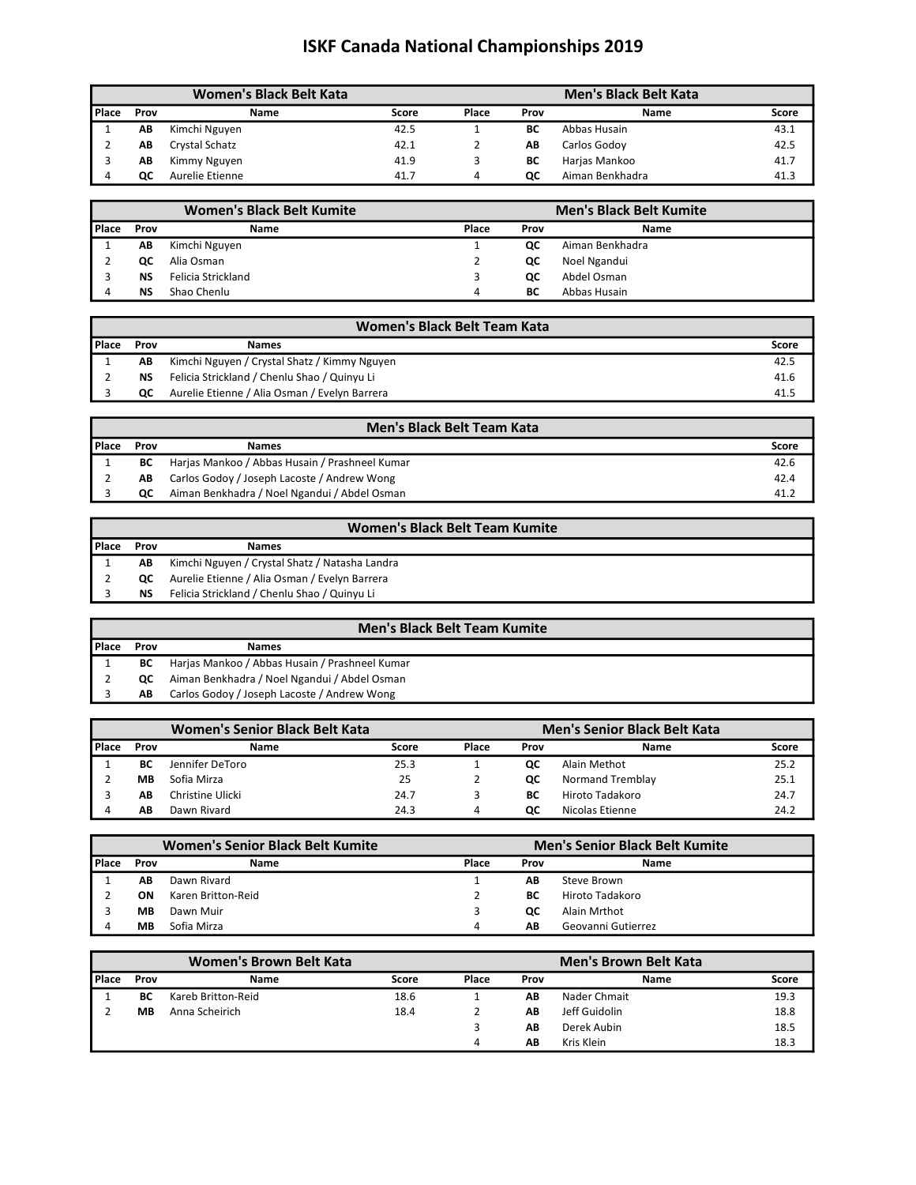# ISKF Canada National Championships 2019

| Women's Black Belt Kata | | | | Men's Black Belt Kata | | | |
|---|---|---|---|---|---|---|---|
| Place | Prov | Name | Score | Place | Prov | Name | Score |
| 1 | **AB** | Kimchi Nguyen | 42.5 | 1 | **BC** | Abbas Husain | 43.1 |
| 2 | **AB** | Crystal Schatz | 42.1 | 2 | **AB** | Carlos Godoy | 42.5 |
| 3 | **AB** | Kimmy Nguyen | 41.9 | 3 | **BC** | Harjas Mankoo | 41.7 |
| 4 | **QC** | Aurelie Etienne | 41.7 | 4 | **QC** | Aiman Benkhadra | 41.3 |

| Women's Black Belt Kumite | | | Men's Black Belt Kumite | | |
|---|---|---|---|---|---|
| Place | Prov | Name | Place | Prov | Name |
| 1 | **AB** | Kimchi Nguyen | 1 | **QC** | Aiman Benkhadra |
| 2 | **QC** | Alia Osman | 2 | **QC** | Noel Ngandui |
| 3 | **NS** | Felicia Strickland | 3 | **QC** | Abdel Osman |
| 4 | **NS** | Shao Chenlu | 4 | **BC** | Abbas Husain |

| Women's Black Belt Team Kata | | | |
|---|---|---|---|
| Place | Prov | Names | Score |
| 1 | **AB** | Kimchi Nguyen / Crystal Shatz / Kimmy Nguyen | 42.5 |
| 2 | **NS** | Felicia Strickland / Chenlu Shao / Quinyu Li | 41.6 |
| 3 | **QC** | Aurelie Etienne / Alia Osman / Evelyn Barrera | 41.5 |

| Men's Black Belt Team Kata | | | |
|---|---|---|---|
| Place | Prov | Names | Score |
| 1 | **BC** | Harjas Mankoo / Abbas Husain / Prashneel Kumar | 42.6 |
| 2 | **AB** | Carlos Godoy / Joseph Lacoste / Andrew Wong | 42.4 |
| 3 | **QC** | Aiman Benkhadra / Noel Ngandui / Abdel Osman | 41.2 |

| Women's Black Belt Team Kumite | | |
|---|---|---|
| Place | Prov | Names |
| 1 | **AB** | Kimchi Nguyen / Crystal Shatz / Natasha Landra |
| 2 | **QC** | Aurelie Etienne / Alia Osman / Evelyn Barrera |
| 3 | **NS** | Felicia Strickland / Chenlu Shao / Quinyu Li |

| Men's Black Belt Team Kumite | | |
|---|---|---|
| Place | Prov | Names |
| 1 | **BC** | Harjas Mankoo / Abbas Husain / Prashneel Kumar |
| 2 | **QC** | Aiman Benkhadra / Noel Ngandui / Abdel Osman |
| 3 | **AB** | Carlos Godoy / Joseph Lacoste / Andrew Wong |

| Women's Senior Black Belt Kata | | | | Men's Senior Black Belt Kata | | | |
|---|---|---|---|---|---|---|---|
| Place | Prov | Name | Score | Place | Prov | Name | Score |
| 1 | **BC** | Jennifer DeToro | 25.3 | 1 | **QC** | Alain Methot | 25.2 |
| 2 | **MB** | Sofia Mirza | 25 | 2 | **QC** | Normand Tremblay | 25.1 |
| 3 | **AB** | Christine Ulicki | 24.7 | 3 | **BC** | Hiroto Tadakoro | 24.7 |
| 4 | **AB** | Dawn Rivard | 24.3 | 4 | **QC** | Nicolas Etienne | 24.2 |

| Women's Senior Black Belt Kumite | | | Men's Senior Black Belt Kumite | | |
|---|---|---|---|---|---|
| Place | Prov | Name | Place | Prov | Name |
| 1 | **AB** | Dawn Rivard | 1 | **AB** | Steve Brown |
| 2 | **ON** | Karen Britton-Reid | 2 | **BC** | Hiroto Tadakoro |
| 3 | **MB** | Dawn Muir | 3 | **QC** | Alain Mrthot |
| 4 | **MB** | Sofia Mirza | 4 | **AB** | Geovanni Gutierrez |

| Women's Brown Belt Kata | | | | Men's Brown Belt Kata | | | |
|---|---|---|---|---|---|---|---|
| Place | Prov | Name | Score | Place | Prov | Name | Score |
| 1 | **BC** | Kareb Britton-Reid | 18.6 | 1 | **AB** | Nader Chmait | 19.3 |
| 2 | **MB** | Anna Scheirich | 18.4 | 2 | **AB** | Jeff Guidolin | 18.8 |
| | | | | 3 | **AB** | Derek Aubin | 18.5 |
| | | | | 4 | **AB** | Kris Klein | 18.3 |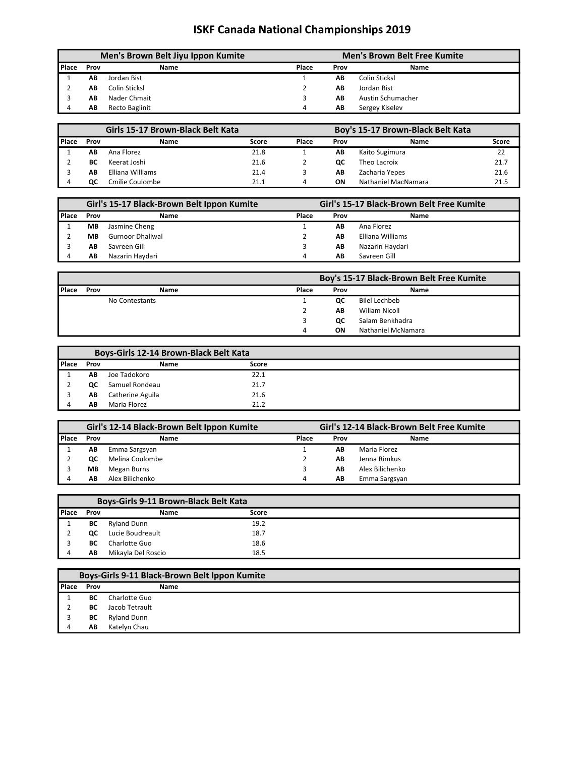# ISKF Canada National Championships 2019

## Men's Brown Belt Jiyu Ippon Kumite

| Place | Prov | Name |
|---|---|---|
| 1 | **AB** | Jordan Bist |
| 2 | **AB** | Colin Sticksl |
| 3 | **AB** | Nader Chmait |
| 4 | **AB** | Recto Baglinit |

## Men's Brown Belt Free Kumite

| Place | Prov | Name |
|---|---|---|
| 1 | **AB** | Colin Sticksl |
| 2 | **AB** | Jordan Bist |
| 3 | **AB** | Austin Schumacher |
| 4 | **AB** | Sergey Kiselev |

## Girls 15-17 Brown-Black Belt Kata

| Place | Prov | Name | Score |
|---|---|---|---|
| 1 | **AB** | Ana Florez | 21.8 |
| 2 | **BC** | Keerat Joshi | 21.6 |
| 3 | **AB** | Elliana Williams | 21.4 |
| 4 | **QC** | Cmilie Coulombe | 21.1 |

## Boy's 15-17 Brown-Black Belt Kata

| Place | Prov | Name | Score |
|---|---|---|---|
| 1 | **AB** | Kaito Sugimura | 22 |
| 2 | **QC** | Theo Lacroix | 21.7 |
| 3 | **AB** | Zacharia Yepes | 21.6 |
| 4 | **ON** | Nathaniel MacNamara | 21.5 |

## Girl's 15-17 Black-Brown Belt Ippon Kumite

| Place | Prov | Name |
|---|---|---|
| 1 | **MB** | Jasmine Cheng |
| 2 | **MB** | Gurnoor Dhaliwal |
| 3 | **AB** | Savreen Gill |
| 4 | **AB** | Nazarin Haydari |

## Girl's 15-17 Black-Brown Belt Free Kumite

| Place | Prov | Name |
|---|---|---|
| 1 | **AB** | Ana Florez |
| 2 | **AB** | Elliana Williams |
| 3 | **AB** | Nazarin Haydari |
| 4 | **AB** | Savreen Gill |

| Place | Prov | Name |
|---|---|---|
| | | No Contestants |

## Boy's 15-17 Black-Brown Belt Free Kumite

| Place | Prov | Name |
|---|---|---|
| 1 | **QC** | Bilel Lechbeb |
| 2 | **AB** | Wiliam Nicoll |
| 3 | **QC** | Salam Benkhadra |
| 4 | **ON** | Nathaniel McNamara |

## Boys-Girls 12-14 Brown-Black Belt Kata

| Place | Prov | Name | Score |
|---|---|---|---|
| 1 | **AB** | Joe Tadokoro | 22.1 |
| 2 | **QC** | Samuel Rondeau | 21.7 |
| 3 | **AB** | Catherine Aguila | 21.6 |
| 4 | **AB** | Maria Florez | 21.2 |

## Girl's 12-14 Black-Brown Belt Ippon Kumite

| Place | Prov | Name |
|---|---|---|
| 1 | **AB** | Emma Sargsyan |
| 2 | **QC** | Melina Coulombe |
| 3 | **MB** | Megan Burns |
| 4 | **AB** | Alex Bilichenko |

## Girl's 12-14 Black-Brown Belt Free Kumite

| Place | Prov | Name |
|---|---|---|
| 1 | **AB** | Maria Florez |
| 2 | **AB** | Jenna Rimkus |
| 3 | **AB** | Alex Bilichenko |
| 4 | **AB** | Emma Sargsyan |

## Boys-Girls 9-11 Brown-Black Belt Kata

| Place | Prov | Name | Score |
|---|---|---|---|
| 1 | **BC** | Ryland Dunn | 19.2 |
| 2 | **QC** | Lucie Boudreault | 18.7 |
| 3 | **BC** | Charlotte Guo | 18.6 |
| 4 | **AB** | Mikayla Del Roscio | 18.5 |

## Boys-Girls 9-11 Black-Brown Belt Ippon Kumite

| Place | Prov | Name |
|---|---|---|
| 1 | **BC** | Charlotte Guo |
| 2 | **BC** | Jacob Tetrault |
| 3 | **BC** | Ryland Dunn |
| 4 | **AB** | Katelyn Chau |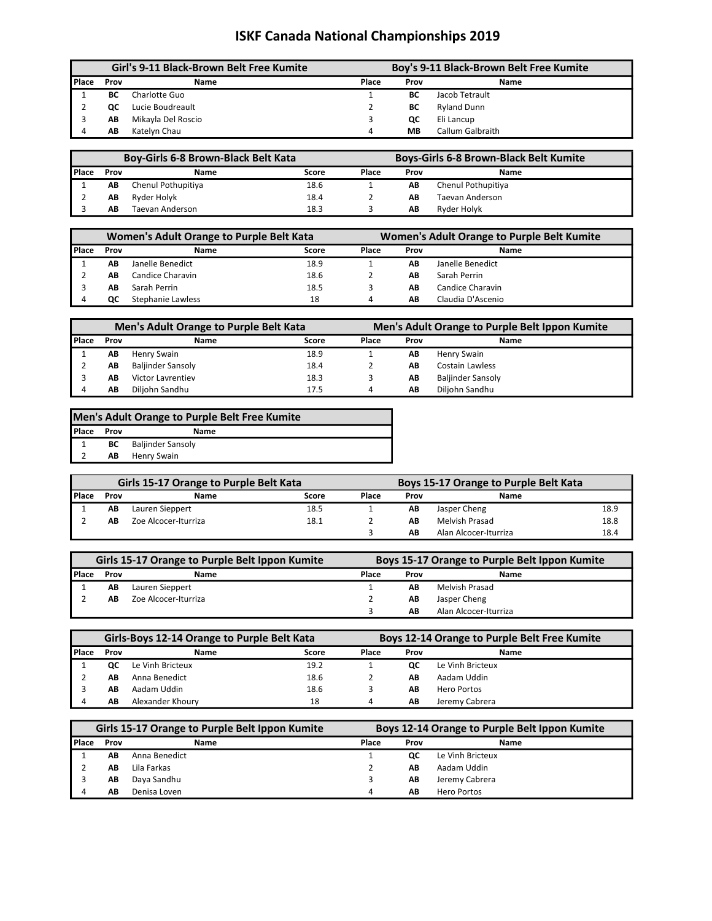# ISKF Canada National Championships 2019

| Girl's 9-11 Black-Brown Belt Free Kumite | | | Boy's 9-11 Black-Brown Belt Free Kumite | | |
|---|---|---|---|---|---|
| Place | Prov | Name | Place | Prov | Name |
| 1 | BC | Charlotte Guo | 1 | BC | Jacob Tetrault |
| 2 | QC | Lucie Boudreault | 2 | BC | Ryland Dunn |
| 3 | AB | Mikayla Del Roscio | 3 | QC | Eli Lancup |
| 4 | AB | Katelyn Chau | 4 | MB | Callum Galbraith |

| Boy-Girls 6-8 Brown-Black Belt Kata | | | | Boys-Girls 6-8 Brown-Black Belt Kumite | | |
|---|---|---|---|---|---|---|
| Place | Prov | Name | Score | Place | Prov | Name |
| 1 | AB | Chenul Pothupitiya | 18.6 | 1 | AB | Chenul Pothupitiya |
| 2 | AB | Ryder Holyk | 18.4 | 2 | AB | Taevan Anderson |
| 3 | AB | Taevan Anderson | 18.3 | 3 | AB | Ryder Holyk |

| Women's Adult Orange to Purple Belt Kata | | | | Women's Adult Orange to Purple Belt Kumite | | |
|---|---|---|---|---|---|---|
| Place | Prov | Name | Score | Place | Prov | Name |
| 1 | AB | Janelle Benedict | 18.9 | 1 | AB | Janelle Benedict |
| 2 | AB | Candice Charavin | 18.6 | 2 | AB | Sarah Perrin |
| 3 | AB | Sarah Perrin | 18.5 | 3 | AB | Candice Charavin |
| 4 | QC | Stephanie Lawless | 18 | 4 | AB | Claudia D'Ascenio |

| Men's Adult Orange to Purple Belt Kata | | | | Men's Adult Orange to Purple Belt Ippon Kumite | | |
|---|---|---|---|---|---|---|
| Place | Prov | Name | Score | Place | Prov | Name |
| 1 | AB | Henry Swain | 18.9 | 1 | AB | Henry Swain |
| 2 | AB | Baljinder Sansoly | 18.4 | 2 | AB | Costain Lawless |
| 3 | AB | Victor Lavrentiev | 18.3 | 3 | AB | Baljinder Sansoly |
| 4 | AB | Diljohn Sandhu | 17.5 | 4 | AB | Diljohn Sandhu |

| Men's Adult Orange to Purple Belt Free Kumite | | |
|---|---|---|
| Place | Prov | Name |
| 1 | BC | Baljinder Sansoly |
| 2 | AB | Henry Swain |

| Girls 15-17 Orange to Purple Belt Kata | | | | Boys 15-17 Orange to Purple Belt Kata | | | |
|---|---|---|---|---|---|---|---|
| Place | Prov | Name | Score | Place | Prov | Name | |
| 1 | AB | Lauren Sieppert | 18.5 | 1 | AB | Jasper Cheng | 18.9 |
| 2 | AB | Zoe Alcocer-Iturriza | 18.1 | 2 | AB | Melvish Prasad | 18.8 |
| | | | | 3 | AB | Alan Alcocer-Iturriza | 18.4 |

| Girls 15-17 Orange to Purple Belt Ippon Kumite | | | Boys 15-17 Orange to Purple Belt Ippon Kumite | | |
|---|---|---|---|---|---|
| Place | Prov | Name | Place | Prov | Name |
| 1 | AB | Lauren Sieppert | 1 | AB | Melvish Prasad |
| 2 | AB | Zoe Alcocer-Iturriza | 2 | AB | Jasper Cheng |
| | | | 3 | AB | Alan Alcocer-Iturriza |

| Girls-Boys 12-14 Orange to Purple Belt Kata | | | | Boys 12-14 Orange to Purple Belt Free Kumite | | |
|---|---|---|---|---|---|---|
| Place | Prov | Name | Score | Place | Prov | Name |
| 1 | QC | Le Vinh Bricteux | 19.2 | 1 | QC | Le Vinh Bricteux |
| 2 | AB | Anna Benedict | 18.6 | 2 | AB | Aadam Uddin |
| 3 | AB | Aadam Uddin | 18.6 | 3 | AB | Hero Portos |
| 4 | AB | Alexander Khoury | 18 | 4 | AB | Jeremy Cabrera |

| Girls 15-17 Orange to Purple Belt Ippon Kumite | | | Boys 12-14 Orange to Purple Belt Ippon Kumite | | |
|---|---|---|---|---|---|
| Place | Prov | Name | Place | Prov | Name |
| 1 | AB | Anna Benedict | 1 | QC | Le Vinh Bricteux |
| 2 | AB | Lila Farkas | 2 | AB | Aadam Uddin |
| 3 | AB | Daya Sandhu | 3 | AB | Jeremy Cabrera |
| 4 | AB | Denisa Loven | 4 | AB | Hero Portos |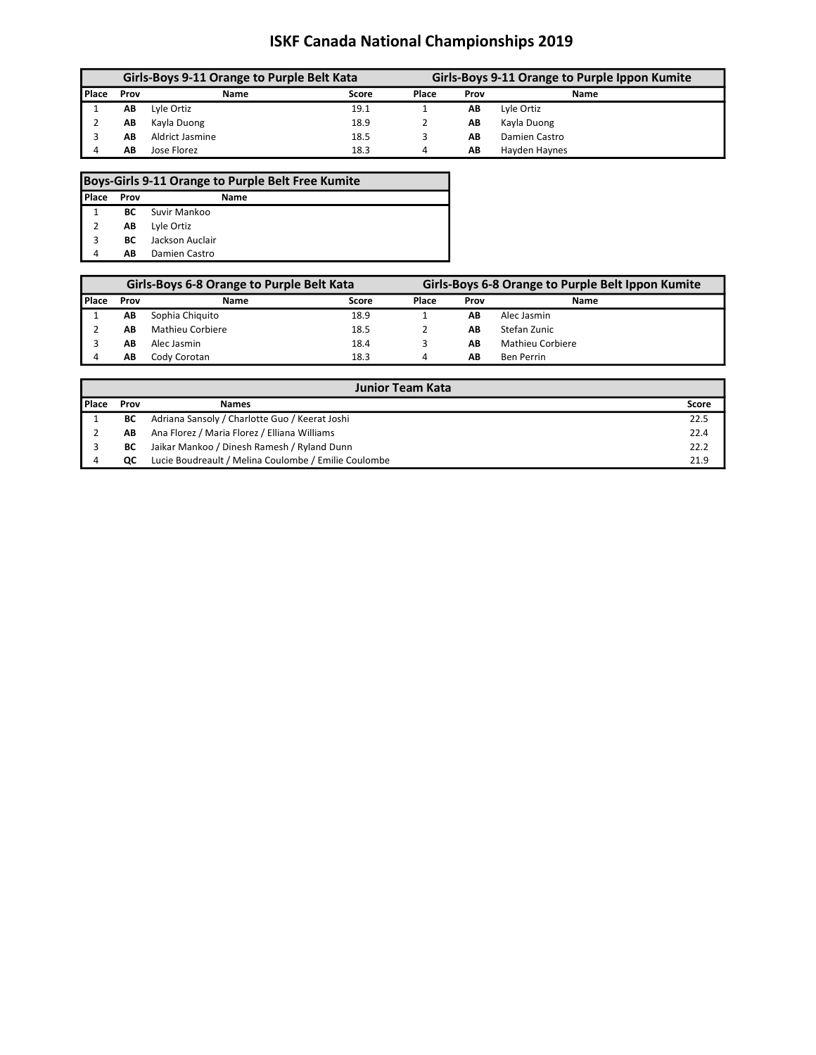# ISKF Canada National Championships 2019

| Girls-Boys 9-11 Orange to Purple Belt Kata | | | | Girls-Boys 9-11 Orange to Purple Ippon Kumite | | |
|---|---|---|---|---|---|---|
| Place | Prov | Name | Score | Place | Prov | Name |
| 1 | AB | Lyle Ortiz | 19.1 | 1 | AB | Lyle Ortiz |
| 2 | AB | Kayla Duong | 18.9 | 2 | AB | Kayla Duong |
| 3 | AB | Aldrict Jasmine | 18.5 | 3 | AB | Damien Castro |
| 4 | AB | Jose Florez | 18.3 | 4 | AB | Hayden Haynes |

| Boys-Girls 9-11 Orange to Purple Belt Free Kumite | | |
|---|---|---|
| Place | Prov | Name |
| 1 | BC | Suvir Mankoo |
| 2 | AB | Lyle Ortiz |
| 3 | BC | Jackson Auclair |
| 4 | AB | Damien Castro |

| Girls-Boys 6-8 Orange to Purple Belt Kata | | | | Girls-Boys 6-8 Orange to Purple Belt Ippon Kumite | | |
|---|---|---|---|---|---|---|
| Place | Prov | Name | Score | Place | Prov | Name |
| 1 | AB | Sophia Chiquito | 18.9 | 1 | AB | Alec Jasmin |
| 2 | AB | Mathieu Corbiere | 18.5 | 2 | AB | Stefan Zunic |
| 3 | AB | Alec Jasmin | 18.4 | 3 | AB | Mathieu Corbiere |
| 4 | AB | Cody Corotan | 18.3 | 4 | AB | Ben Perrin |

| Junior Team Kata | | | |
|---|---|---|---|
| Place | Prov | Names | Score |
| 1 | BC | Adriana Sansoly / Charlotte Guo / Keerat Joshi | 22.5 |
| 2 | AB | Ana Florez / Maria Florez / Elliana Williams | 22.4 |
| 3 | BC | Jaikar Mankoo / Dinesh Ramesh / Ryland Dunn | 22.2 |
| 4 | QC | Lucie Boudreault / Melina Coulombe / Emilie Coulombe | 21.9 |